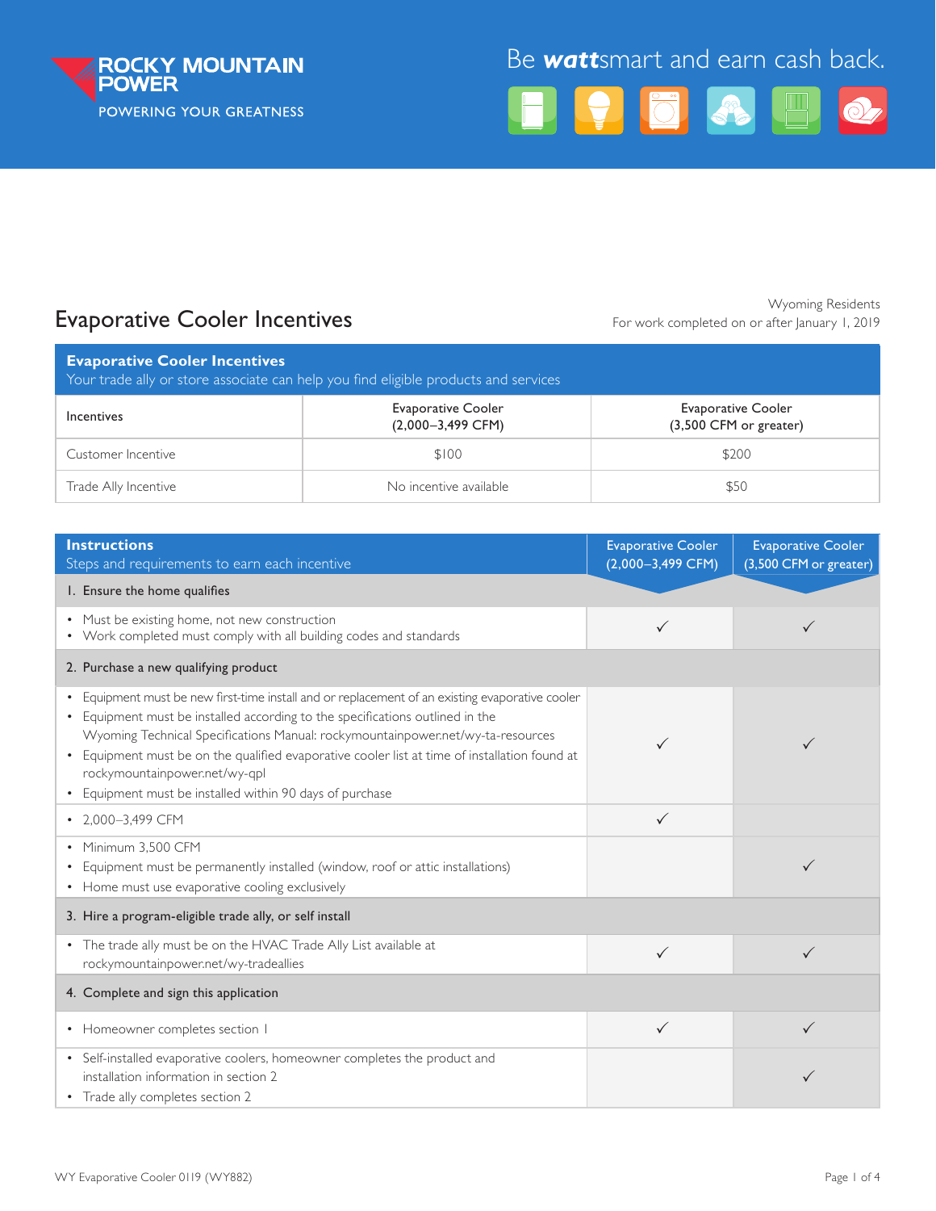Be **watt**smart and earn cash back.

# Evaporative Cooler Incentives

Wyoming Residents
For work completed on or after January 1, 2019

**Evaporative Cooler Incentives**
Your trade ally or store associate can help you find eligible products and services

| Incentives | Evaporative Cooler (2,000–3,499 CFM) | Evaporative Cooler (3,500 CFM or greater) |
|---|---|---|
| Customer Incentive | $100 | $200 |
| Trade Ally Incentive | No incentive available | $50 |

| **Instructions** Steps and requirements to earn each incentive | Evaporative Cooler (2,000–3,499 CFM) | Evaporative Cooler (3,500 CFM or greater) |
|---|---|---|
| **1. Ensure the home qualifies** | | |
| • Must be existing home, not new construction<br>• Work completed must comply with all building codes and standards | ✓ | ✓ |
| **2. Purchase a new qualifying product** | | |
| • Equipment must be new first-time install and or replacement of an existing evaporative cooler<br>• Equipment must be installed according to the specifications outlined in the Wyoming Technical Specifications Manual: rockymountainpower.net/wy-ta-resources<br>• Equipment must be on the qualified evaporative cooler list at time of installation found at rockymountainpower.net/wy-qpl<br>• Equipment must be installed within 90 days of purchase | ✓ | ✓ |
| • 2,000–3,499 CFM | ✓ | |
| • Minimum 3,500 CFM<br>• Equipment must be permanently installed (window, roof or attic installations)<br>• Home must use evaporative cooling exclusively | | ✓ |
| **3. Hire a program-eligible trade ally, or self install** | | |
| • The trade ally must be on the HVAC Trade Ally List available at rockymountainpower.net/wy-tradeallies | ✓ | ✓ |
| **4. Complete and sign this application** | | |
| • Homeowner completes section 1 | ✓ | ✓ |
| • Self-installed evaporative coolers, homeowner completes the product and installation information in section 2<br>• Trade ally completes section 2 | | ✓ |

WY Evaporative Cooler 0119 (WY882)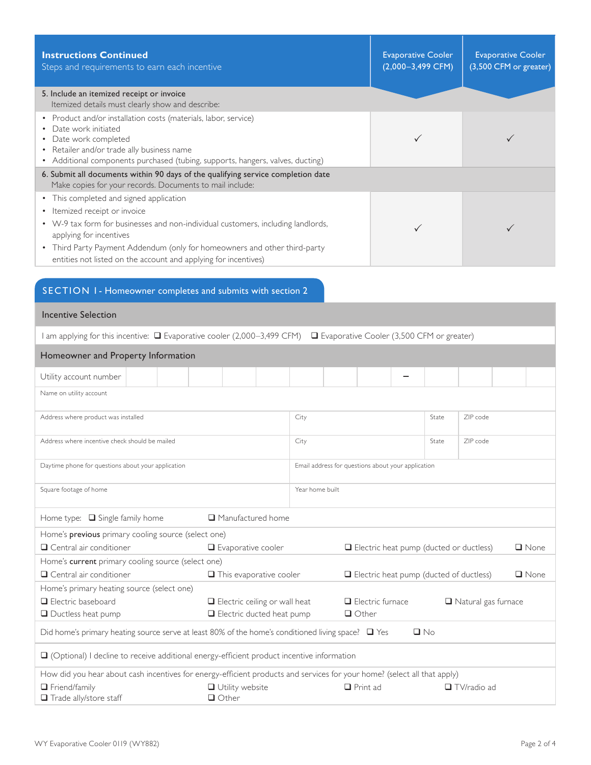| **Instructions Continued** Steps and requirements to earn each incentive | Evaporative Cooler (2,000–3,499 CFM) | Evaporative Cooler (3,500 CFM or greater) |
|---|---|---|
| **5. Include an itemized receipt or invoice** Itemized details must clearly show and describe: | | |
| • Product and/or installation costs (materials, labor, service) • Date work initiated • Date work completed • Retailer and/or trade ally business name • Additional components purchased (tubing, supports, hangers, valves, ducting) | ✓ | ✓ |
| **6. Submit all documents within 90 days of the qualifying service completion date** Make copies for your records. Documents to mail include: | | |
| • This completed and signed application • Itemized receipt or invoice • W-9 tax form for businesses and non-individual customers, including landlords, applying for incentives • Third Party Payment Addendum (only for homeowners and other third-party entities not listed on the account and applying for incentives) | ✓ | ✓ |

## SECTION 1 - Homeowner completes and submits with section 2

### Incentive Selection

I am applying for this incentive: ❑ Evaporative cooler (2,000–3,499 CFM) ❑ Evaporative Cooler (3,500 CFM or greater)

### Homeowner and Property Information

Utility account number: ____________ – ______

Name on utility account: ____________

| Address where product was installed | City | State | ZIP code |
|---|---|---|---|
| | | | |

| Address where incentive check should be mailed | City | State | ZIP code |
|---|---|---|---|
| | | | |

| Daytime phone for questions about your application | Email address for questions about your application |
|---|---|
| | |

| Square footage of home | Year home built |
|---|---|
| | |

Home type: ❑ Single family home ❑ Manufactured home

Home's **previous** primary cooling source (select one)
❑ Central air conditioner ❑ Evaporative cooler ❑ Electric heat pump (ducted or ductless) ❑ None

Home's **current** primary cooling source (select one)
❑ Central air conditioner ❑ This evaporative cooler ❑ Electric heat pump (ducted of ductless) ❑ None

Home's primary heating source (select one)
❑ Electric baseboard ❑ Electric ceiling or wall heat ❑ Electric furnace ❑ Natural gas furnace
❑ Ductless heat pump ❑ Electric ducted heat pump ❑ Other

Did home's primary heating source serve at least 80% of the home's conditioned living space? ❑ Yes ❑ No

❑ (Optional) I decline to receive additional energy-efficient product incentive information

How did you hear about cash incentives for energy-efficient products and services for your home? (select all that apply)
❑ Friend/family ❑ Utility website ❑ Print ad ❑ TV/radio ad
❑ Trade ally/store staff ❑ Other

WY Evaporative Cooler 0119 (WY882)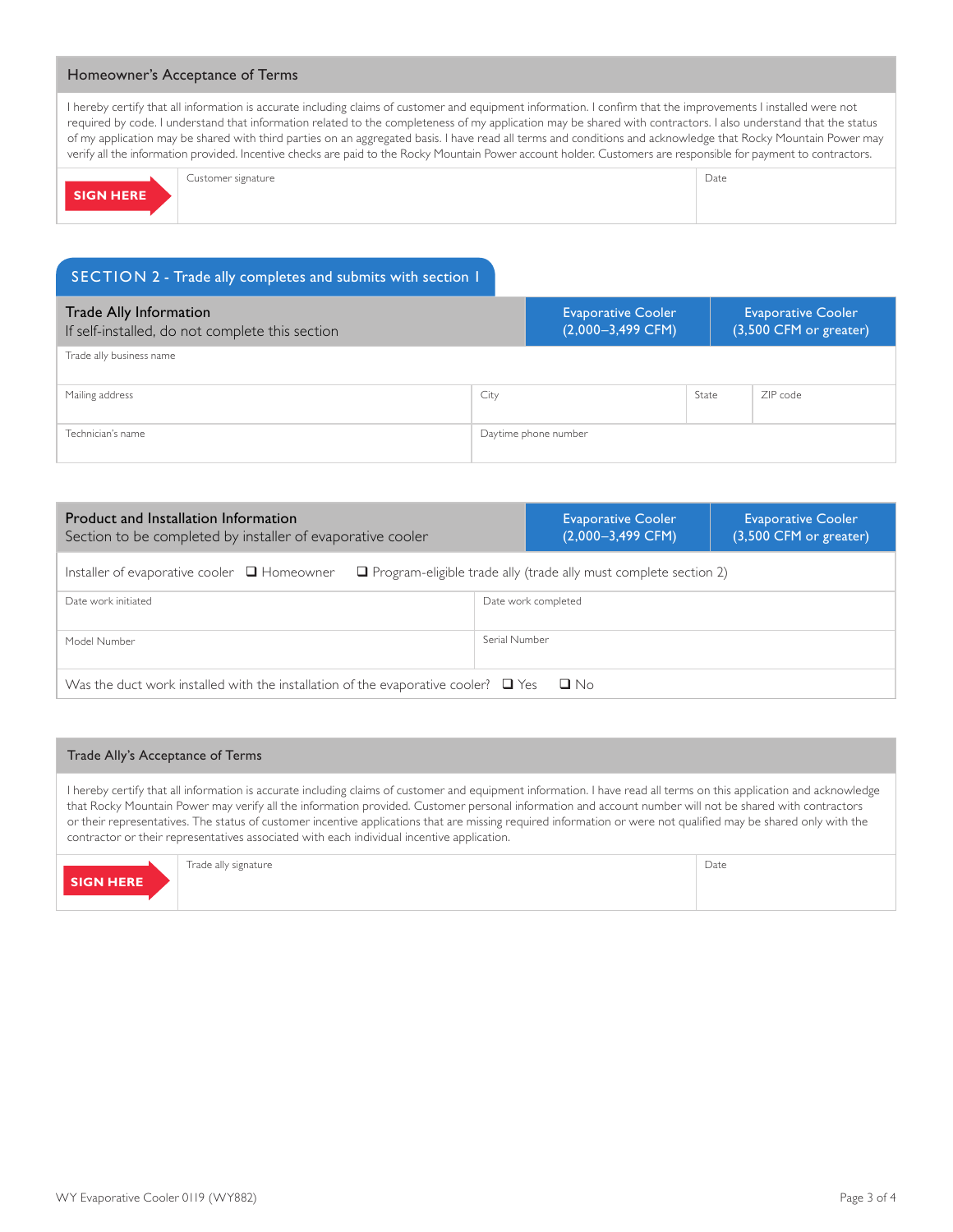## Homeowner's Acceptance of Terms

I hereby certify that all information is accurate including claims of customer and equipment information. I confirm that the improvements I installed were not required by code. I understand that information related to the completeness of my application may be shared with contractors. I also understand that the status of my application may be shared with third parties on an aggregated basis. I have read all terms and conditions and acknowledge that Rocky Mountain Power may verify all the information provided. Incentive checks are paid to the Rocky Mountain Power account holder. Customers are responsible for payment to contractors.

| SIGN HERE | Customer signature | Date |
|---|---|---|
| | | |

## SECTION 2 - Trade ally completes and submits with section 1

| Trade Ally Information<br>If self-installed, do not complete this section | | Evaporative Cooler (2,000–3,499 CFM) | Evaporative Cooler (3,500 CFM or greater) |
|---|---|---|---|
| Trade ally business name | | | |
| Mailing address | City | State | ZIP code |
| Technician's name | Daytime phone number | | |

| Product and Installation Information<br>Section to be completed by installer of evaporative cooler | Evaporative Cooler (2,000–3,499 CFM) | Evaporative Cooler (3,500 CFM or greater) |
|---|---|---|
| Installer of evaporative cooler ❑ Homeowner ❑ Program-eligible trade ally (trade ally must complete section 2) | | |
| Date work initiated | Date work completed | |
| Model Number | Serial Number | |
| Was the duct work installed with the installation of the evaporative cooler? ❑ Yes ❑ No | | |

## Trade Ally's Acceptance of Terms

I hereby certify that all information is accurate including claims of customer and equipment information. I have read all terms on this application and acknowledge that Rocky Mountain Power may verify all the information provided. Customer personal information and account number will not be shared with contractors or their representatives. The status of customer incentive applications that are missing required information or were not qualified may be shared only with the contractor or their representatives associated with each individual incentive application.

| SIGN HERE | Trade ally signature | Date |
|---|---|---|
| | | |

WY Evaporative Cooler 0119 (WY882)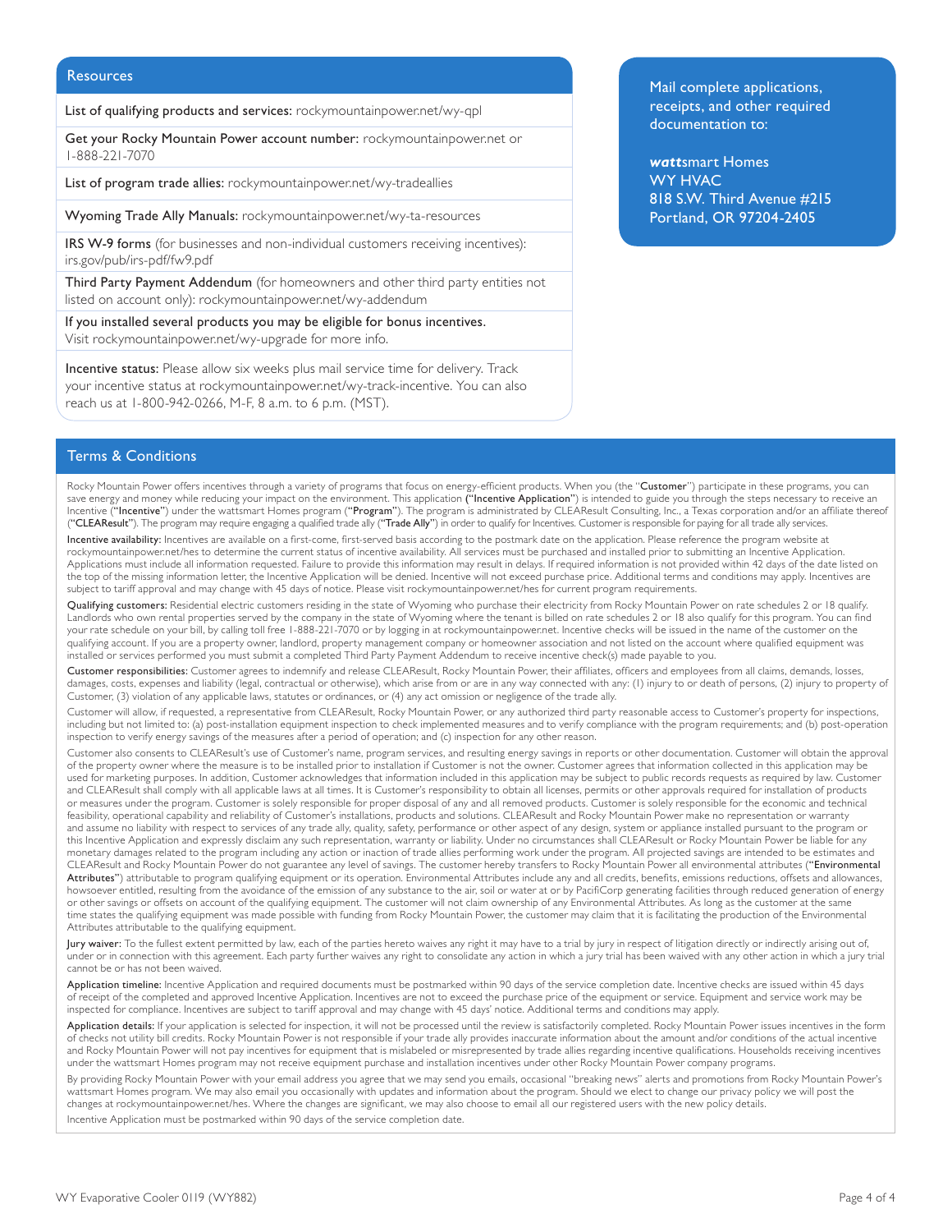## Resources

**List of qualifying products and services:** rockymountainpower.net/wy-qpl

**Get your Rocky Mountain Power account number:** rockymountainpower.net or 1-888-221-7070

**List of program trade allies:** rockymountainpower.net/wy-tradeallies

**Wyoming Trade Ally Manuals:** rockymountainpower.net/wy-ta-resources

**IRS W-9 forms** (for businesses and non-individual customers receiving incentives): irs.gov/pub/irs-pdf/fw9.pdf

**Third Party Payment Addendum** (for homeowners and other third party entities not listed on account only): rockymountainpower.net/wy-addendum

**If you installed several products you may be eligible for bonus incentives.** Visit rockymountainpower.net/wy-upgrade for more info.

**Incentive status:** Please allow six weeks plus mail service time for delivery. Track your incentive status at rockymountainpower.net/wy-track-incentive. You can also reach us at 1-800-942-0266, M-F, 8 a.m. to 6 p.m. (MST).

Mail complete applications, receipts, and other required documentation to:

***watt***smart Homes
WY HVAC
818 S.W. Third Avenue #215
Portland, OR 97204-2405

## Terms & Conditions

Rocky Mountain Power offers incentives through a variety of programs that focus on energy-efficient products. When you (the "**Customer**") participate in these programs, you can save energy and money while reducing your impact on the environment. This application (**"Incentive Application"**) is intended to guide you through the steps necessary to receive an Incentive ("**Incentive**") under the wattsmart Homes program ("**Program**"). The program is administrated by CLEAResult Consulting, Inc., a Texas corporation and/or an affiliate thereof ("**CLEAResult**"). The program may require engaging a qualified trade ally ("**Trade Ally**") in order to qualify for Incentives. Customer is responsible for paying for all trade ally services.

**Incentive availability:** Incentives are available on a first-come, first-served basis according to the postmark date on the application. Please reference the program website at rockymountainpower.net/hes to determine the current status of incentive availability. All services must be purchased and installed prior to submitting an Incentive Application. Applications must include all information requested. Failure to provide this information may result in delays. If required information is not provided within 42 days of the date listed on the top of the missing information letter, the Incentive Application will be denied. Incentive will not exceed purchase price. Additional terms and conditions may apply. Incentives are subject to tariff approval and may change with 45 days of notice. Please visit rockymountainpower.net/hes for current program requirements.

**Qualifying customers:** Residential electric customers residing in the state of Wyoming who purchase their electricity from Rocky Mountain Power on rate schedules 2 or 18 qualify. Landlords who own rental properties served by the company in the state of Wyoming where the tenant is billed on rate schedules 2 or 18 also qualify for this program. You can find your rate schedule on your bill, by calling toll free 1-888-221-7070 or by logging in at rockymountainpower.net. Incentive checks will be issued in the name of the customer on the qualifying account. If you are a property owner, landlord, property management company or homeowner association and not listed on the account where qualified equipment was installed or services performed you must submit a completed Third Party Payment Addendum to receive incentive check(s) made payable to you.

**Customer responsibilities:** Customer agrees to indemnify and release CLEAResult, Rocky Mountain Power, their affiliates, officers and employees from all claims, demands, losses, damages, costs, expenses and liability (legal, contractual or otherwise), which arise from or are in any way connected with any: (1) injury to or death of persons, (2) injury to property of Customer, (3) violation of any applicable laws, statutes or ordinances, or (4) any act omission or negligence of the trade ally.

Customer will allow, if requested, a representative from CLEAResult, Rocky Mountain Power, or any authorized third party reasonable access to Customer's property for inspections, including but not limited to: (a) post-installation equipment inspection to check implemented measures and to verify compliance with the program requirements; and (b) post-operation inspection to verify energy savings of the measures after a period of operation; and (c) inspection for any other reason.

Customer also consents to CLEAResult's use of Customer's name, program services, and resulting energy savings in reports or other documentation. Customer will obtain the approval of the property owner where the measure is to be installed prior to installation if Customer is not the owner. Customer agrees that information collected in this application may be used for marketing purposes. In addition, Customer acknowledges that information included in this application may be subject to public records requests as required by law. Customer and CLEAResult shall comply with all applicable laws at all times. It is Customer's responsibility to obtain all licenses, permits or other approvals required for installation of products or measures under the program. Customer is solely responsible for proper disposal of any and all removed products. Customer is solely responsible for the economic and technical feasibility, operational capability and reliability of Customer's installations, products and solutions. CLEAResult and Rocky Mountain Power make no representation or warranty and assume no liability with respect to services of any trade ally, quality, safety, performance or other aspect of any design, system or appliance installed pursuant to the program or this Incentive Application and expressly disclaim any such representation, warranty or liability. Under no circumstances shall CLEAResult or Rocky Mountain Power be liable for any monetary damages related to the program including any action or inaction of trade allies performing work under the program. All projected savings are intended to be estimates and CLEAResult and Rocky Mountain Power do not guarantee any level of savings. The customer hereby transfers to Rocky Mountain Power all environmental attributes ("**Environmental Attributes**") attributable to program qualifying equipment or its operation. Environmental Attributes include any and all credits, benefits, emissions reductions, offsets and allowances, howsoever entitled, resulting from the avoidance of the emission of any substance to the air, soil or water at or by PacifiCorp generating facilities through reduced generation of energy or other savings or offsets on account of the qualifying equipment. The customer will not claim ownership of any Environmental Attributes. As long as the customer at the same time states the qualifying equipment was made possible with funding from Rocky Mountain Power, the customer may claim that it is facilitating the production of the Environmental Attributes attributable to the qualifying equipment.

**Jury waiver:** To the fullest extent permitted by law, each of the parties hereto waives any right it may have to a trial by jury in respect of litigation directly or indirectly arising out of, under or in connection with this agreement. Each party further waives any right to consolidate any action in which a jury trial has been waived with any other action in which a jury trial cannot be or has not been waived.

**Application timeline:** Incentive Application and required documents must be postmarked within 90 days of the service completion date. Incentive checks are issued within 45 days of receipt of the completed and approved Incentive Application. Incentives are not to exceed the purchase price of the equipment or service. Equipment and service work may be inspected for compliance. Incentives are subject to tariff approval and may change with 45 days' notice. Additional terms and conditions may apply.

**Application details:** If your application is selected for inspection, it will not be processed until the review is satisfactorily completed. Rocky Mountain Power issues incentives in the form of checks not utility bill credits. Rocky Mountain Power is not responsible if your trade ally provides inaccurate information about the amount and/or conditions of the actual incentive and Rocky Mountain Power will not pay incentives for equipment that is mislabeled or misrepresented by trade allies regarding incentive qualifications. Households receiving incentives under the wattsmart Homes program may not receive equipment purchase and installation incentives under other Rocky Mountain Power company programs.

By providing Rocky Mountain Power with your email address you agree that we may send you emails, occasional "breaking news" alerts and promotions from Rocky Mountain Power's wattsmart Homes program. We may also email you occasionally with updates and information about the program. Should we elect to change our privacy policy we will post the changes at rockymountainpower.net/hes. Where the changes are significant, we may also choose to email all our registered users with the new policy details.

Incentive Application must be postmarked within 90 days of the service completion date.

WY Evaporative Cooler 0119 (WY882)